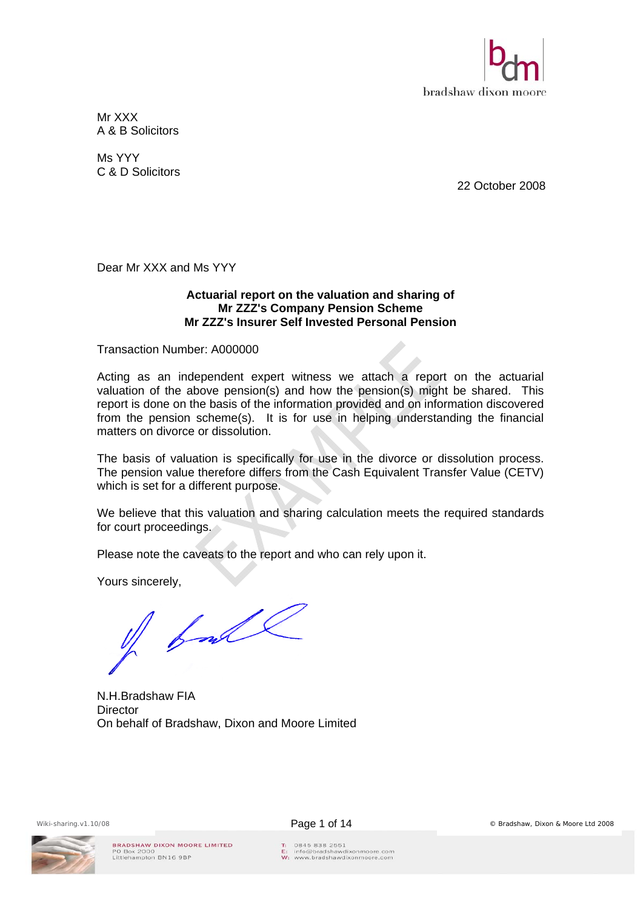Mr XXX
A & B Solicitors

Ms YYY
C & D Solicitors

22 October 2008

Dear Mr XXX and Ms YYY

**Actuarial report on the valuation and sharing of**
**Mr ZZZ's Company Pension Scheme**
**Mr ZZZ's Insurer Self Invested Personal Pension**

Transaction Number: A000000

Acting as an independent expert witness we attach a report on the actuarial valuation of the above pension(s) and how the pension(s) might be shared. This report is done on the basis of the information provided and on information discovered from the pension scheme(s). It is for use in helping understanding the financial matters on divorce or dissolution.

The basis of valuation is specifically for use in the divorce or dissolution process. The pension value therefore differs from the Cash Equivalent Transfer Value (CETV) which is set for a different purpose.

We believe that this valuation and sharing calculation meets the required standards for court proceedings.

Please note the caveats to the report and who can rely upon it.

Yours sincerely,

N.H.Bradshaw FIA
Director
On behalf of Bradshaw, Dixon and Moore Limited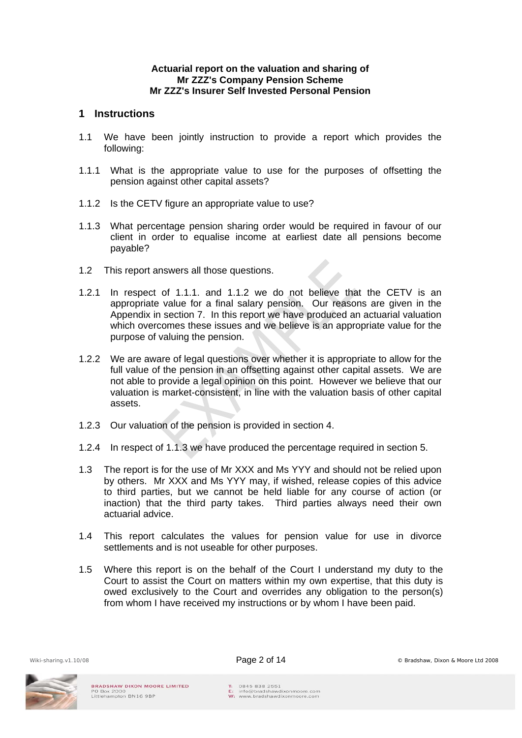**Actuarial report on the valuation and sharing of**
**Mr ZZZ's Company Pension Scheme**
**Mr ZZZ's Insurer Self Invested Personal Pension**

## 1 Instructions

1.1 We have been jointly instruction to provide a report which provides the following:

1.1.1 What is the appropriate value to use for the purposes of offsetting the pension against other capital assets?

1.1.2 Is the CETV figure an appropriate value to use?

1.1.3 What percentage pension sharing order would be required in favour of our client in order to equalise income at earliest date all pensions become payable?

1.2 This report answers all those questions.

1.2.1 In respect of 1.1.1. and 1.1.2 we do not believe that the CETV is an appropriate value for a final salary pension. Our reasons are given in the Appendix in section 7. In this report we have produced an actuarial valuation which overcomes these issues and we believe is an appropriate value for the purpose of valuing the pension.

1.2.2 We are aware of legal questions over whether it is appropriate to allow for the full value of the pension in an offsetting against other capital assets. We are not able to provide a legal opinion on this point. However we believe that our valuation is market-consistent, in line with the valuation basis of other capital assets.

1.2.3 Our valuation of the pension is provided in section 4.

1.2.4 In respect of 1.1.3 we have produced the percentage required in section 5.

1.3 The report is for the use of Mr XXX and Ms YYY and should not be relied upon by others. Mr XXX and Ms YYY may, if wished, release copies of this advice to third parties, but we cannot be held liable for any course of action (or inaction) that the third party takes. Third parties always need their own actuarial advice.

1.4 This report calculates the values for pension value for use in divorce settlements and is not useable for other purposes.

1.5 Where this report is on the behalf of the Court I understand my duty to the Court to assist the Court on matters within my own expertise, that this duty is owed exclusively to the Court and overrides any obligation to the person(s) from whom I have received my instructions or by whom I have been paid.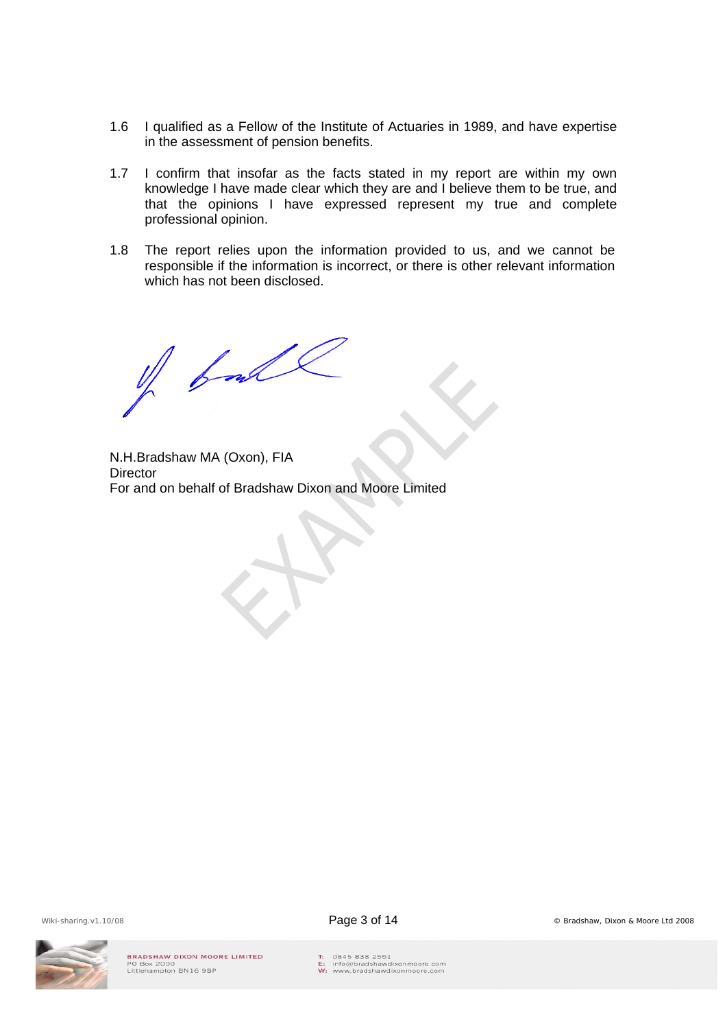1.6 I qualified as a Fellow of the Institute of Actuaries in 1989, and have expertise in the assessment of pension benefits.

1.7 I confirm that insofar as the facts stated in my report are within my own knowledge I have made clear which they are and I believe them to be true, and that the opinions I have expressed represent my true and complete professional opinion.

1.8 The report relies upon the information provided to us, and we cannot be responsible if the information is incorrect, or there is other relevant information which has not been disclosed.

N.H.Bradshaw MA (Oxon), FIA
Director
For and on behalf of Bradshaw Dixon and Moore Limited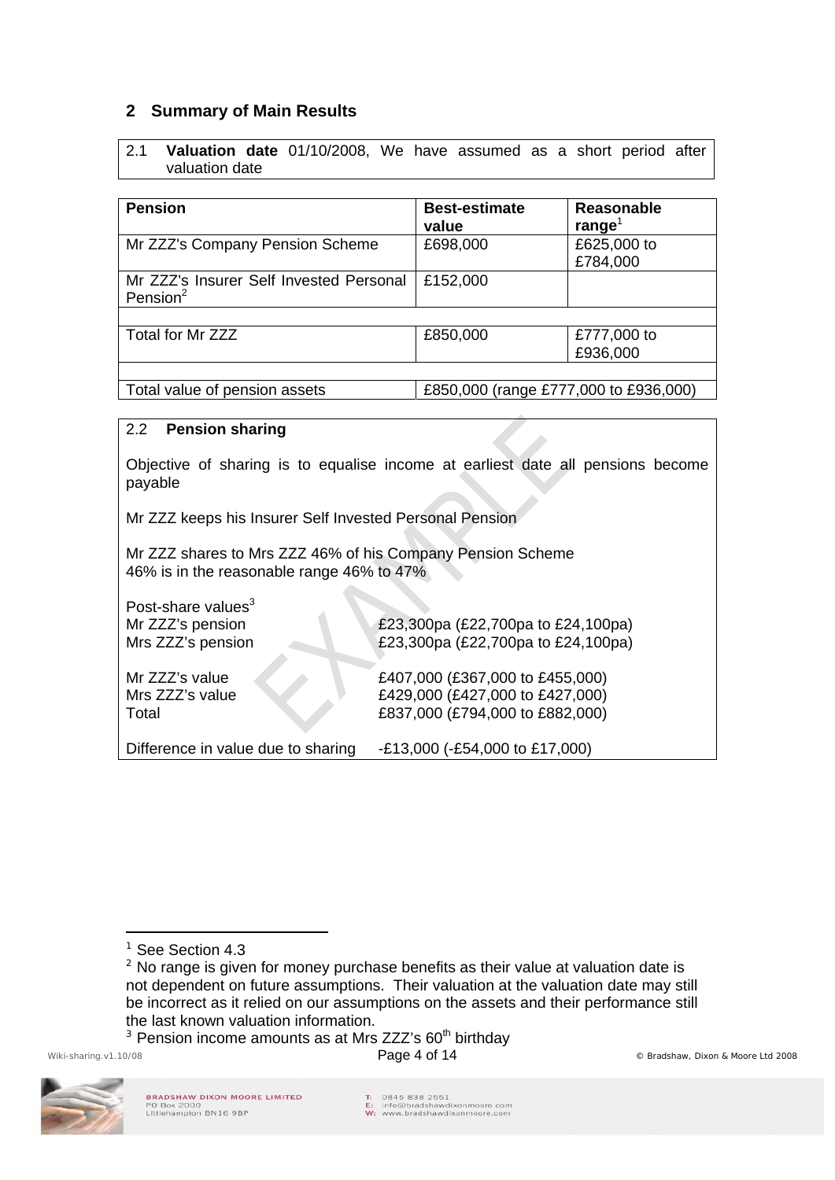## 2 Summary of Main Results

2.1 **Valuation date** 01/10/2008, We have assumed as a short period after valuation date

| Pension | Best-estimate value | Reasonable range[1] |
|---|---|---|
| Mr ZZZ's Company Pension Scheme | £698,000 | £625,000 to £784,000 |
| Mr ZZZ's Insurer Self Invested Personal Pension[2] | £152,000 | |
| | | |
| Total for Mr ZZZ | £850,000 | £777,000 to £936,000 |
| | | |
| Total value of pension assets | £850,000 (range £777,000 to £936,000) | |

2.2 **Pension sharing**

Objective of sharing is to equalise income at earliest date all pensions become payable

Mr ZZZ keeps his Insurer Self Invested Personal Pension

Mr ZZZ shares to Mrs ZZZ 46% of his Company Pension Scheme
46% is in the reasonable range 46% to 47%

Post-share values[3]

| | |
|---|---|
| Mr ZZZ's pension | £23,300pa (£22,700pa to £24,100pa) |
| Mrs ZZZ's pension | £23,300pa (£22,700pa to £24,100pa) |
| | |
| Mr ZZZ's value | £407,000 (£367,000 to £455,000) |
| Mrs ZZZ's value | £429,000 (£427,000 to £427,000) |
| Total | £837,000 (£794,000 to £882,000) |
| | |
| Difference in value due to sharing | -£13,000 (-£54,000 to £17,000) |

---

[1] See Section 4.3

[2] No range is given for money purchase benefits as their value at valuation date is not dependent on future assumptions. Their valuation at the valuation date may still be incorrect as it relied on our assumptions on the assets and their performance still the last known valuation information.

[3] Pension income amounts as at Mrs ZZZ's 60th birthday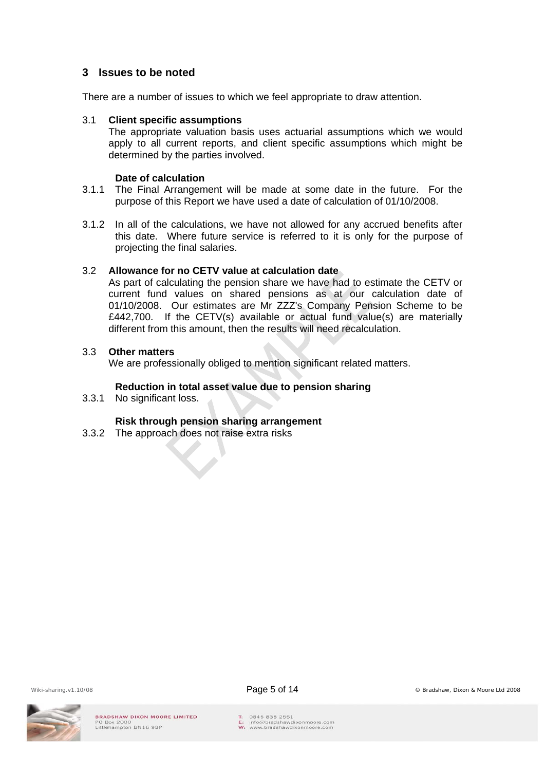## 3 Issues to be noted

There are a number of issues to which we feel appropriate to draw attention.

3.1 **Client specific assumptions**

The appropriate valuation basis uses actuarial assumptions which we would apply to all current reports, and client specific assumptions which might be determined by the parties involved.

**Date of calculation**

3.1.1 The Final Arrangement will be made at some date in the future. For the purpose of this Report we have used a date of calculation of 01/10/2008.

3.1.2 In all of the calculations, we have not allowed for any accrued benefits after this date. Where future service is referred to it is only for the purpose of projecting the final salaries.

3.2 **Allowance for no CETV value at calculation date**

As part of calculating the pension share we have had to estimate the CETV or current fund values on shared pensions as at our calculation date of 01/10/2008. Our estimates are Mr ZZZ's Company Pension Scheme to be £442,700. If the CETV(s) available or actual fund value(s) are materially different from this amount, then the results will need recalculation.

3.3 **Other matters**

We are professionally obliged to mention significant related matters.

**Reduction in total asset value due to pension sharing**

3.3.1 No significant loss.

**Risk through pension sharing arrangement**

3.3.2 The approach does not raise extra risks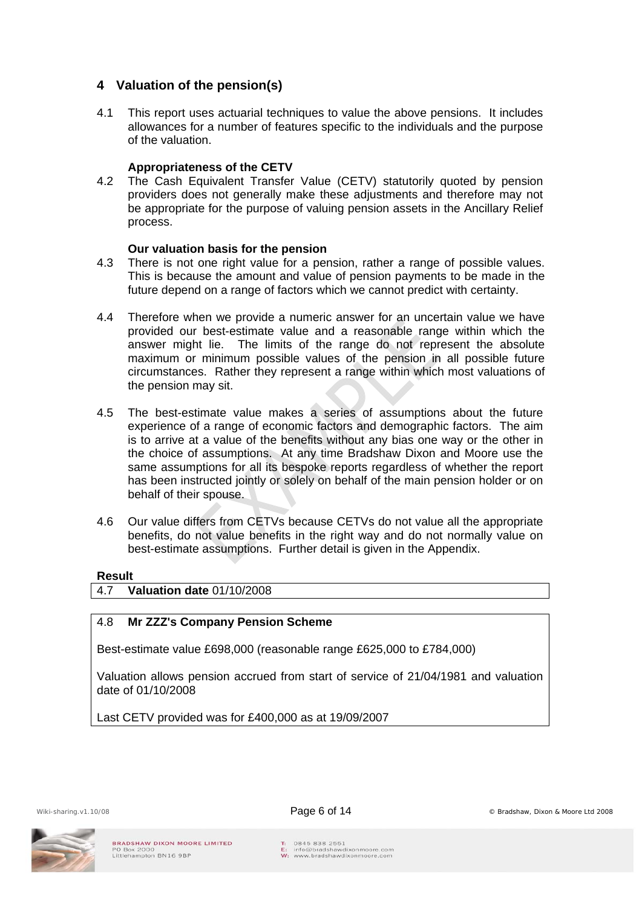## 4 Valuation of the pension(s)

4.1 This report uses actuarial techniques to value the above pensions. It includes allowances for a number of features specific to the individuals and the purpose of the valuation.

**Appropriateness of the CETV**

4.2 The Cash Equivalent Transfer Value (CETV) statutorily quoted by pension providers does not generally make these adjustments and therefore may not be appropriate for the purpose of valuing pension assets in the Ancillary Relief process.

**Our valuation basis for the pension**

4.3 There is not one right value for a pension, rather a range of possible values. This is because the amount and value of pension payments to be made in the future depend on a range of factors which we cannot predict with certainty.

4.4 Therefore when we provide a numeric answer for an uncertain value we have provided our best-estimate value and a reasonable range within which the answer might lie. The limits of the range do not represent the absolute maximum or minimum possible values of the pension in all possible future circumstances. Rather they represent a range within which most valuations of the pension may sit.

4.5 The best-estimate value makes a series of assumptions about the future experience of a range of economic factors and demographic factors. The aim is to arrive at a value of the benefits without any bias one way or the other in the choice of assumptions. At any time Bradshaw Dixon and Moore use the same assumptions for all its bespoke reports regardless of whether the report has been instructed jointly or solely on behalf of the main pension holder or on behalf of their spouse.

4.6 Our value differs from CETVs because CETVs do not value all the appropriate benefits, do not value benefits in the right way and do not normally value on best-estimate assumptions. Further detail is given in the Appendix.

**Result**

4.7 **Valuation date** 01/10/2008

4.8 **Mr ZZZ's Company Pension Scheme**

Best-estimate value £698,000 (reasonable range £625,000 to £784,000)

Valuation allows pension accrued from start of service of 21/04/1981 and valuation date of 01/10/2008

Last CETV provided was for £400,000 as at 19/09/2007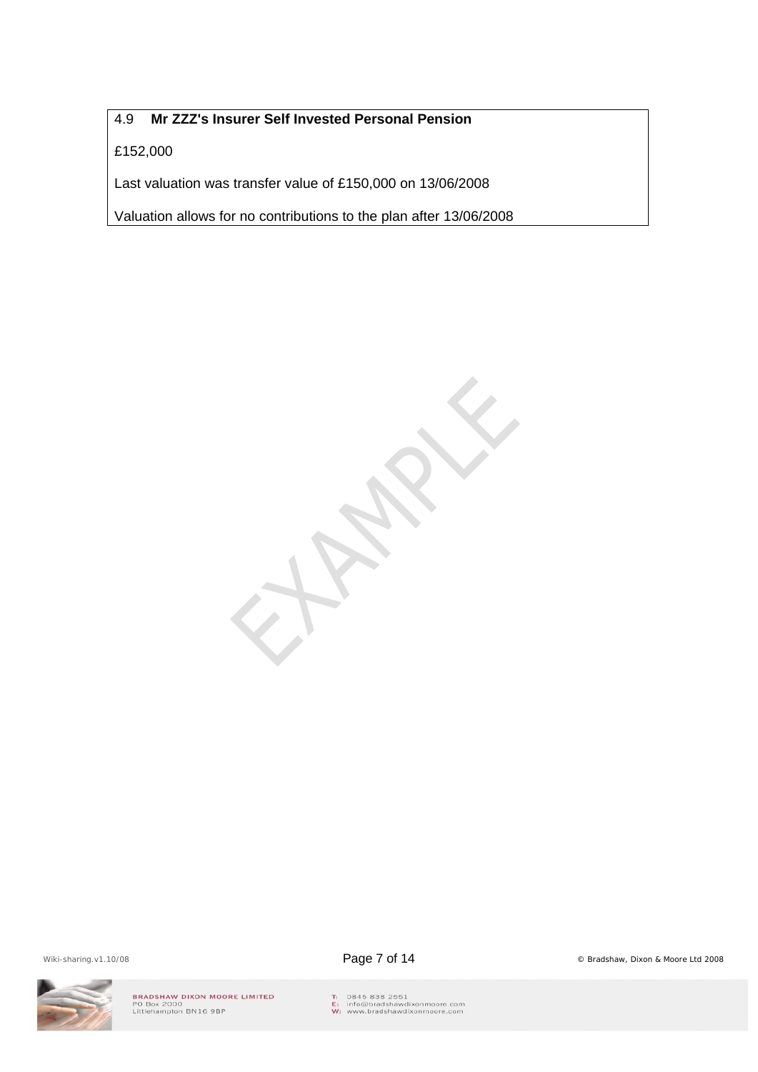### 4.9 **Mr ZZZ's Insurer Self Invested Personal Pension**

£152,000

Last valuation was transfer value of £150,000 on 13/06/2008

Valuation allows for no contributions to the plan after 13/06/2008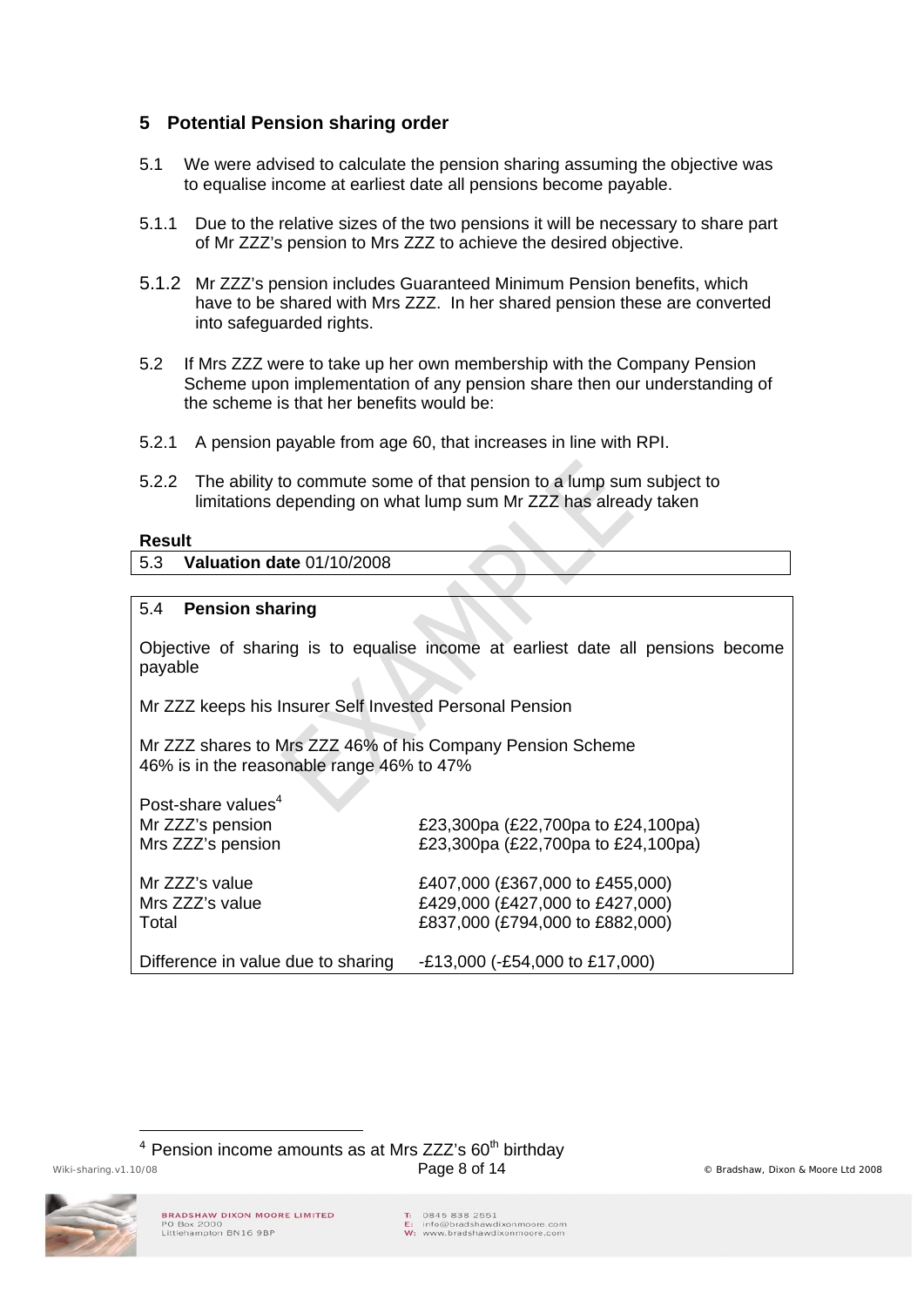## 5 Potential Pension sharing order

5.1 We were advised to calculate the pension sharing assuming the objective was to equalise income at earliest date all pensions become payable.

5.1.1 Due to the relative sizes of the two pensions it will be necessary to share part of Mr ZZZ's pension to Mrs ZZZ to achieve the desired objective.

5.1.2 Mr ZZZ's pension includes Guaranteed Minimum Pension benefits, which have to be shared with Mrs ZZZ. In her shared pension these are converted into safeguarded rights.

5.2 If Mrs ZZZ were to take up her own membership with the Company Pension Scheme upon implementation of any pension share then our understanding of the scheme is that her benefits would be:

5.2.1 A pension payable from age 60, that increases in line with RPI.

5.2.2 The ability to commute some of that pension to a lump sum subject to limitations depending on what lump sum Mr ZZZ has already taken

**Result**

5.3 **Valuation date** 01/10/2008

5.4 **Pension sharing**

Objective of sharing is to equalise income at earliest date all pensions become payable

Mr ZZZ keeps his Insurer Self Invested Personal Pension

Mr ZZZ shares to Mrs ZZZ 46% of his Company Pension Scheme
46% is in the reasonable range 46% to 47%

Post-share values[4]

| | |
|---|---|
| Mr ZZZ's pension | £23,300pa (£22,700pa to £24,100pa) |
| Mrs ZZZ's pension | £23,300pa (£22,700pa to £24,100pa) |
| | |
| Mr ZZZ's value | £407,000 (£367,000 to £455,000) |
| Mrs ZZZ's value | £429,000 (£427,000 to £427,000) |
| Total | £837,000 (£794,000 to £882,000) |
| | |
| Difference in value due to sharing | -£13,000 (-£54,000 to £17,000) |

[4] Pension income amounts as at Mrs ZZZ's 60th birthday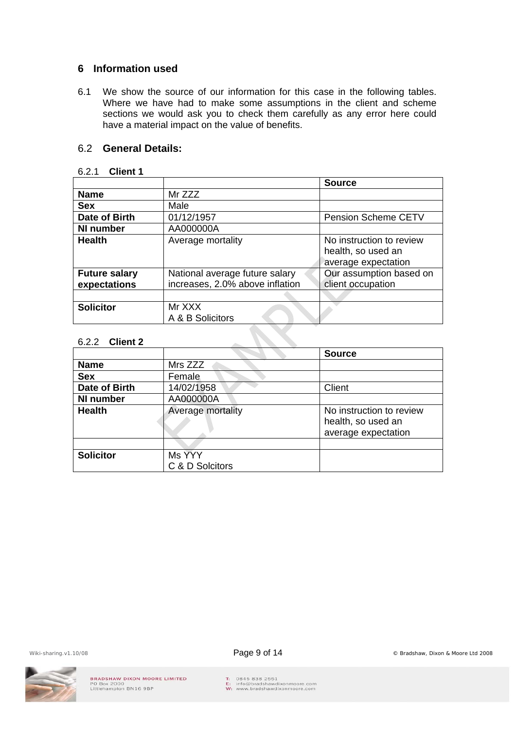## 6 Information used

6.1 We show the source of our information for this case in the following tables. Where we have had to make some assumptions in the client and scheme sections we would ask you to check them carefully as any error here could have a material impact on the value of benefits.

### 6.2 General Details:

#### 6.2.1 Client 1

| | | **Source** |
|---|---|---|
| **Name** | Mr ZZZ | |
| **Sex** | Male | |
| **Date of Birth** | 01/12/1957 | Pension Scheme CETV |
| **NI number** | AA000000A | |
| **Health** | Average mortality | No instruction to review health, so used an average expectation |
| **Future salary expectations** | National average future salary increases, 2.0% above inflation | Our assumption based on client occupation |
| | | |
| **Solicitor** | Mr XXX<br>A & B Solicitors | |

#### 6.2.2 Client 2

| | | **Source** |
|---|---|---|
| **Name** | Mrs ZZZ | |
| **Sex** | Female | |
| **Date of Birth** | 14/02/1958 | Client |
| **NI number** | AA000000A | |
| **Health** | Average mortality | No instruction to review health, so used an average expectation |
| | | |
| **Solicitor** | Ms YYY<br>C & D Solcitors | |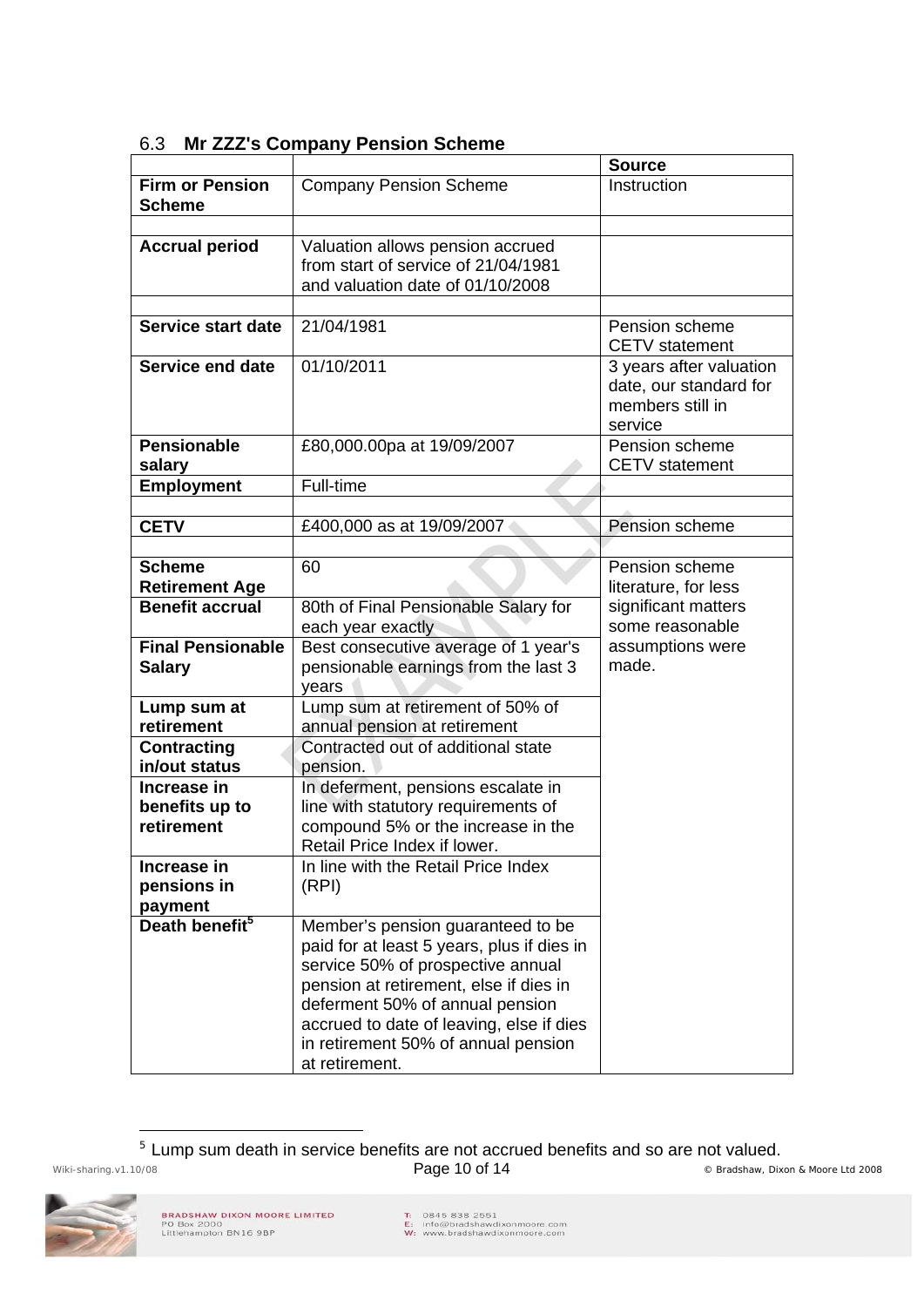### 6.3 Mr ZZZ's Company Pension Scheme

| | | **Source** |
|---|---|---|
| **Firm or Pension Scheme** | Company Pension Scheme | Instruction |
| | | |
| **Accrual period** | Valuation allows pension accrued from start of service of 21/04/1981 and valuation date of 01/10/2008 | |
| | | |
| **Service start date** | 21/04/1981 | Pension scheme CETV statement |
| **Service end date** | 01/10/2011 | 3 years after valuation date, our standard for members still in service |
| **Pensionable salary** | £80,000.00pa at 19/09/2007 | Pension scheme CETV statement |
| **Employment** | Full-time | |
| | | |
| **CETV** | £400,000 as at 19/09/2007 | Pension scheme |
| | | |
| **Scheme Retirement Age** | 60 | Pension scheme literature, for less significant matters some reasonable assumptions were made. |
| **Benefit accrual** | 80th of Final Pensionable Salary for each year exactly | |
| **Final Pensionable Salary** | Best consecutive average of 1 year's pensionable earnings from the last 3 years | |
| **Lump sum at retirement** | Lump sum at retirement of 50% of annual pension at retirement | |
| **Contracting in/out status** | Contracted out of additional state pension. | |
| **Increase in benefits up to retirement** | In deferment, pensions escalate in line with statutory requirements of compound 5% or the increase in the Retail Price Index if lower. | |
| **Increase in pensions in payment** | In line with the Retail Price Index (RPI) | |
| **Death benefit**[5] | Member's pension guaranteed to be paid for at least 5 years, plus if dies in service 50% of prospective annual pension at retirement, else if dies in deferment 50% of annual pension accrued to date of leaving, else if dies in retirement 50% of annual pension at retirement. | |

[5] Lump sum death in service benefits are not accrued benefits and so are not valued.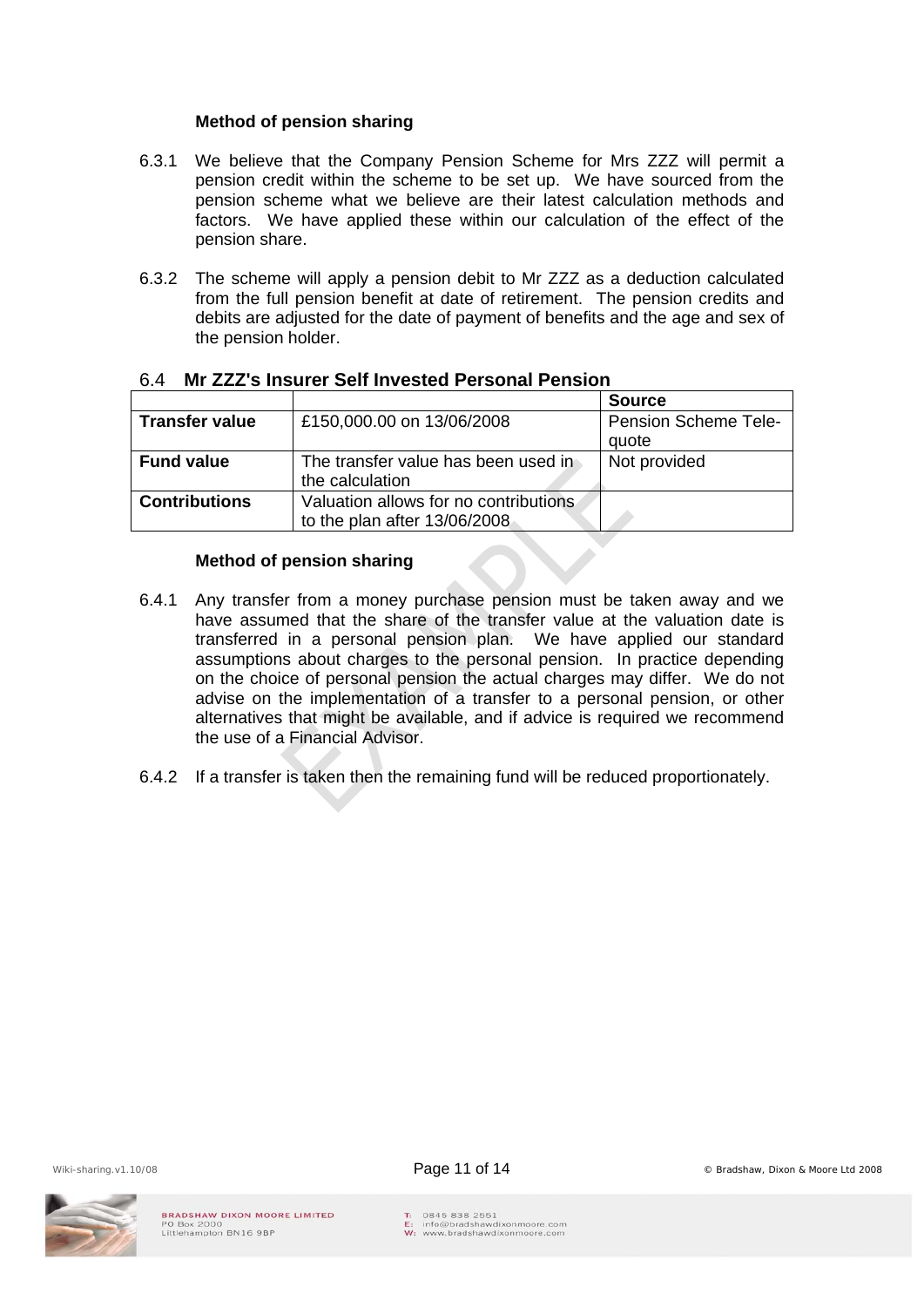**Method of pension sharing**

6.3.1 We believe that the Company Pension Scheme for Mrs ZZZ will permit a pension credit within the scheme to be set up. We have sourced from the pension scheme what we believe are their latest calculation methods and factors. We have applied these within our calculation of the effect of the pension share.

6.3.2 The scheme will apply a pension debit to Mr ZZZ as a deduction calculated from the full pension benefit at date of retirement. The pension credits and debits are adjusted for the date of payment of benefits and the age and sex of the pension holder.

## 6.4 Mr ZZZ's Insurer Self Invested Personal Pension

| | | **Source** |
|---|---|---|
| **Transfer value** | £150,000.00 on 13/06/2008 | Pension Scheme Tele-quote |
| **Fund value** | The transfer value has been used in the calculation | Not provided |
| **Contributions** | Valuation allows for no contributions to the plan after 13/06/2008 | |

**Method of pension sharing**

6.4.1 Any transfer from a money purchase pension must be taken away and we have assumed that the share of the transfer value at the valuation date is transferred in a personal pension plan. We have applied our standard assumptions about charges to the personal pension. In practice depending on the choice of personal pension the actual charges may differ. We do not advise on the implementation of a transfer to a personal pension, or other alternatives that might be available, and if advice is required we recommend the use of a Financial Advisor.

6.4.2 If a transfer is taken then the remaining fund will be reduced proportionately.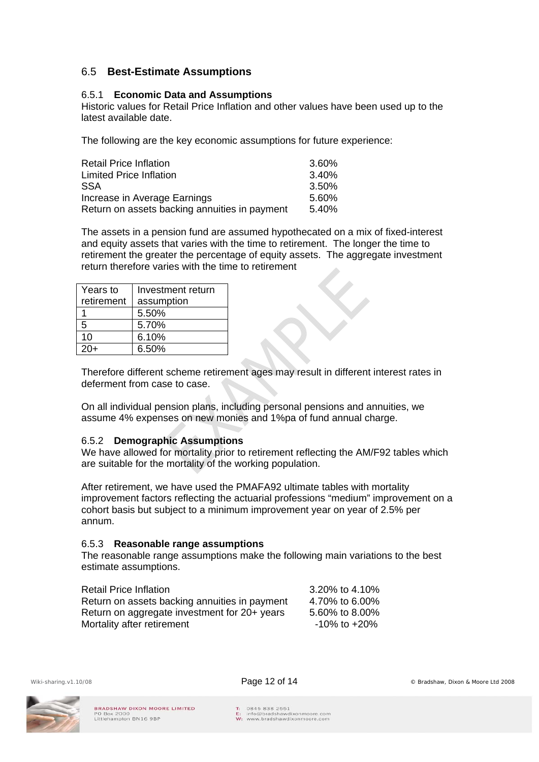## 6.5 Best-Estimate Assumptions

### 6.5.1 Economic Data and Assumptions

Historic values for Retail Price Inflation and other values have been used up to the latest available date.

The following are the key economic assumptions for future experience:

| | |
|---|---|
| Retail Price Inflation | 3.60% |
| Limited Price Inflation | 3.40% |
| SSA | 3.50% |
| Increase in Average Earnings | 5.60% |
| Return on assets backing annuities in payment | 5.40% |

The assets in a pension fund are assumed hypothecated on a mix of fixed-interest and equity assets that varies with the time to retirement. The longer the time to retirement the greater the percentage of equity assets. The aggregate investment return therefore varies with the time to retirement

| Years to retirement | Investment return assumption |
|---|---|
| 1 | 5.50% |
| 5 | 5.70% |
| 10 | 6.10% |
| 20+ | 6.50% |

Therefore different scheme retirement ages may result in different interest rates in deferment from case to case.

On all individual pension plans, including personal pensions and annuities, we assume 4% expenses on new monies and 1%pa of fund annual charge.

### 6.5.2 Demographic Assumptions

We have allowed for mortality prior to retirement reflecting the AM/F92 tables which are suitable for the mortality of the working population.

After retirement, we have used the PMAFA92 ultimate tables with mortality improvement factors reflecting the actuarial professions “medium” improvement on a cohort basis but subject to a minimum improvement year on year of 2.5% per annum.

### 6.5.3 Reasonable range assumptions

The reasonable range assumptions make the following main variations to the best estimate assumptions.

| | |
|---|---|
| Retail Price Inflation | 3.20% to 4.10% |
| Return on assets backing annuities in payment | 4.70% to 6.00% |
| Return on aggregate investment for 20+ years | 5.60% to 8.00% |
| Mortality after retirement | -10% to +20% |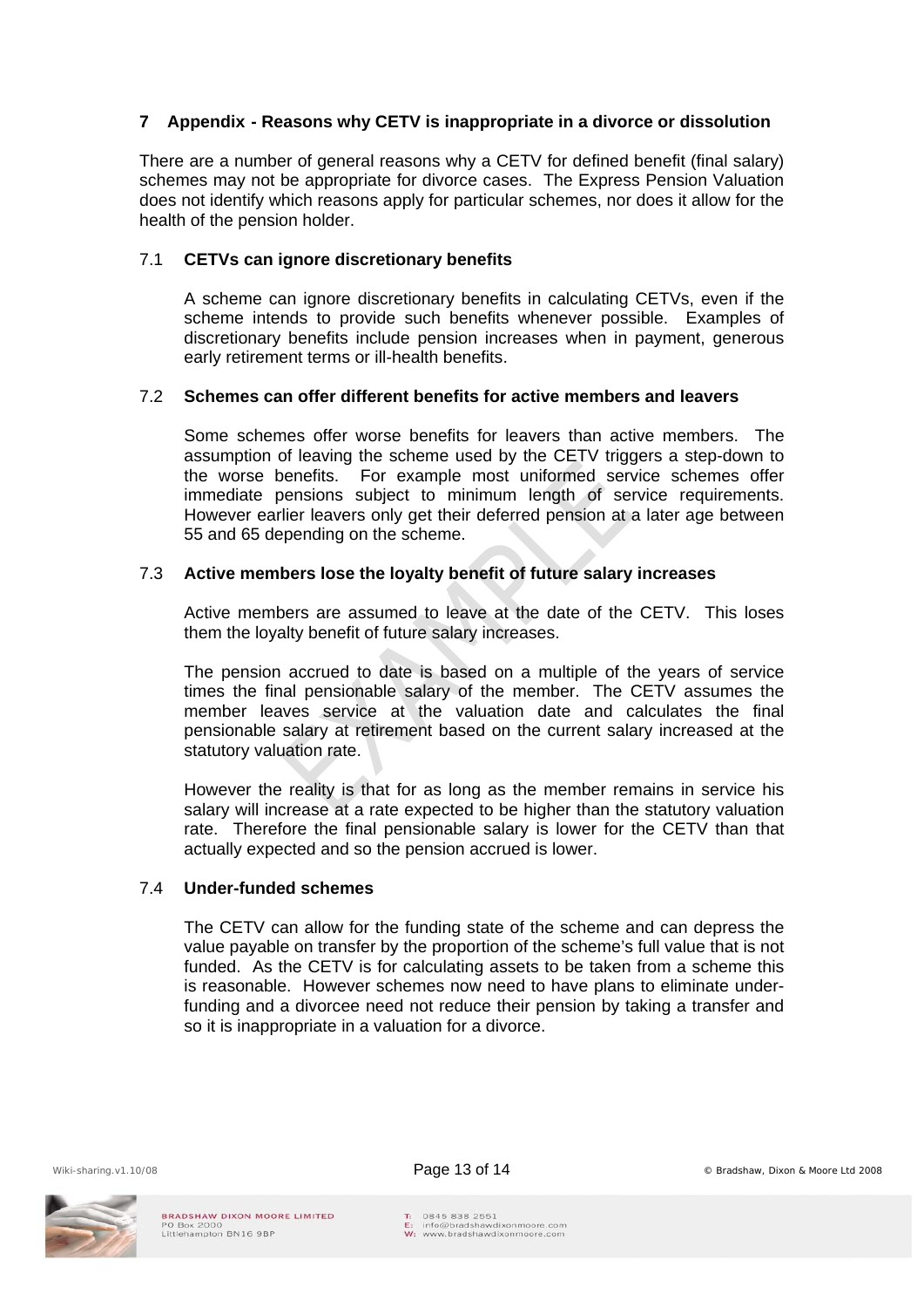## 7 Appendix - Reasons why CETV is inappropriate in a divorce or dissolution

There are a number of general reasons why a CETV for defined benefit (final salary) schemes may not be appropriate for divorce cases. The Express Pension Valuation does not identify which reasons apply for particular schemes, nor does it allow for the health of the pension holder.

### 7.1 CETVs can ignore discretionary benefits

A scheme can ignore discretionary benefits in calculating CETVs, even if the scheme intends to provide such benefits whenever possible. Examples of discretionary benefits include pension increases when in payment, generous early retirement terms or ill-health benefits.

### 7.2 Schemes can offer different benefits for active members and leavers

Some schemes offer worse benefits for leavers than active members. The assumption of leaving the scheme used by the CETV triggers a step-down to the worse benefits. For example most uniformed service schemes offer immediate pensions subject to minimum length of service requirements. However earlier leavers only get their deferred pension at a later age between 55 and 65 depending on the scheme.

### 7.3 Active members lose the loyalty benefit of future salary increases

Active members are assumed to leave at the date of the CETV. This loses them the loyalty benefit of future salary increases.

The pension accrued to date is based on a multiple of the years of service times the final pensionable salary of the member. The CETV assumes the member leaves service at the valuation date and calculates the final pensionable salary at retirement based on the current salary increased at the statutory valuation rate.

However the reality is that for as long as the member remains in service his salary will increase at a rate expected to be higher than the statutory valuation rate. Therefore the final pensionable salary is lower for the CETV than that actually expected and so the pension accrued is lower.

### 7.4 Under-funded schemes

The CETV can allow for the funding state of the scheme and can depress the value payable on transfer by the proportion of the scheme's full value that is not funded. As the CETV is for calculating assets to be taken from a scheme this is reasonable. However schemes now need to have plans to eliminate under-funding and a divorcee need not reduce their pension by taking a transfer and so it is inappropriate in a valuation for a divorce.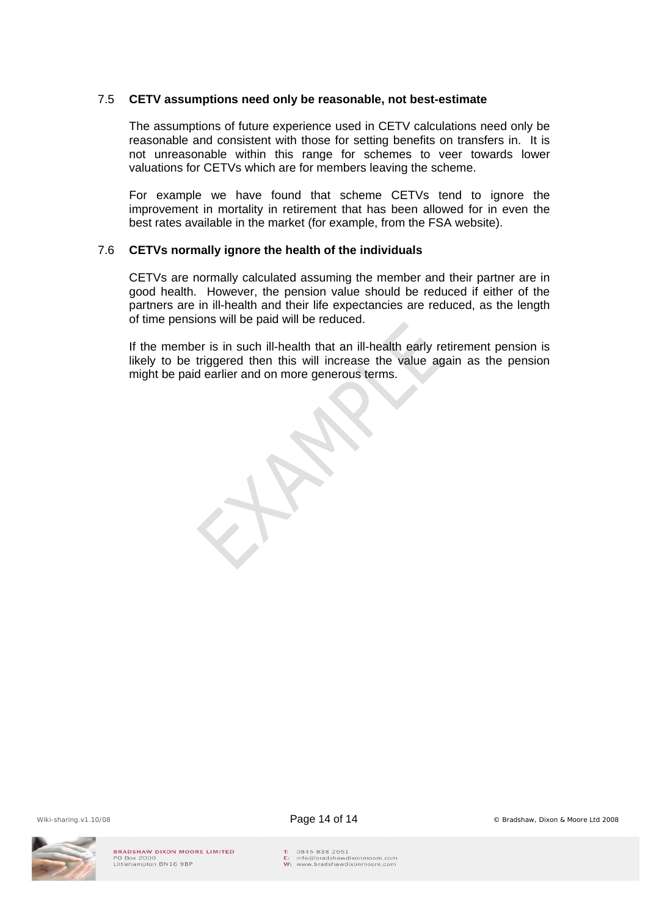### 7.5 CETV assumptions need only be reasonable, not best-estimate

The assumptions of future experience used in CETV calculations need only be reasonable and consistent with those for setting benefits on transfers in. It is not unreasonable within this range for schemes to veer towards lower valuations for CETVs which are for members leaving the scheme.

For example we have found that scheme CETVs tend to ignore the improvement in mortality in retirement that has been allowed for in even the best rates available in the market (for example, from the FSA website).

### 7.6 CETVs normally ignore the health of the individuals

CETVs are normally calculated assuming the member and their partner are in good health. However, the pension value should be reduced if either of the partners are in ill-health and their life expectancies are reduced, as the length of time pensions will be paid will be reduced.

If the member is in such ill-health that an ill-health early retirement pension is likely to be triggered then this will increase the value again as the pension might be paid earlier and on more generous terms.